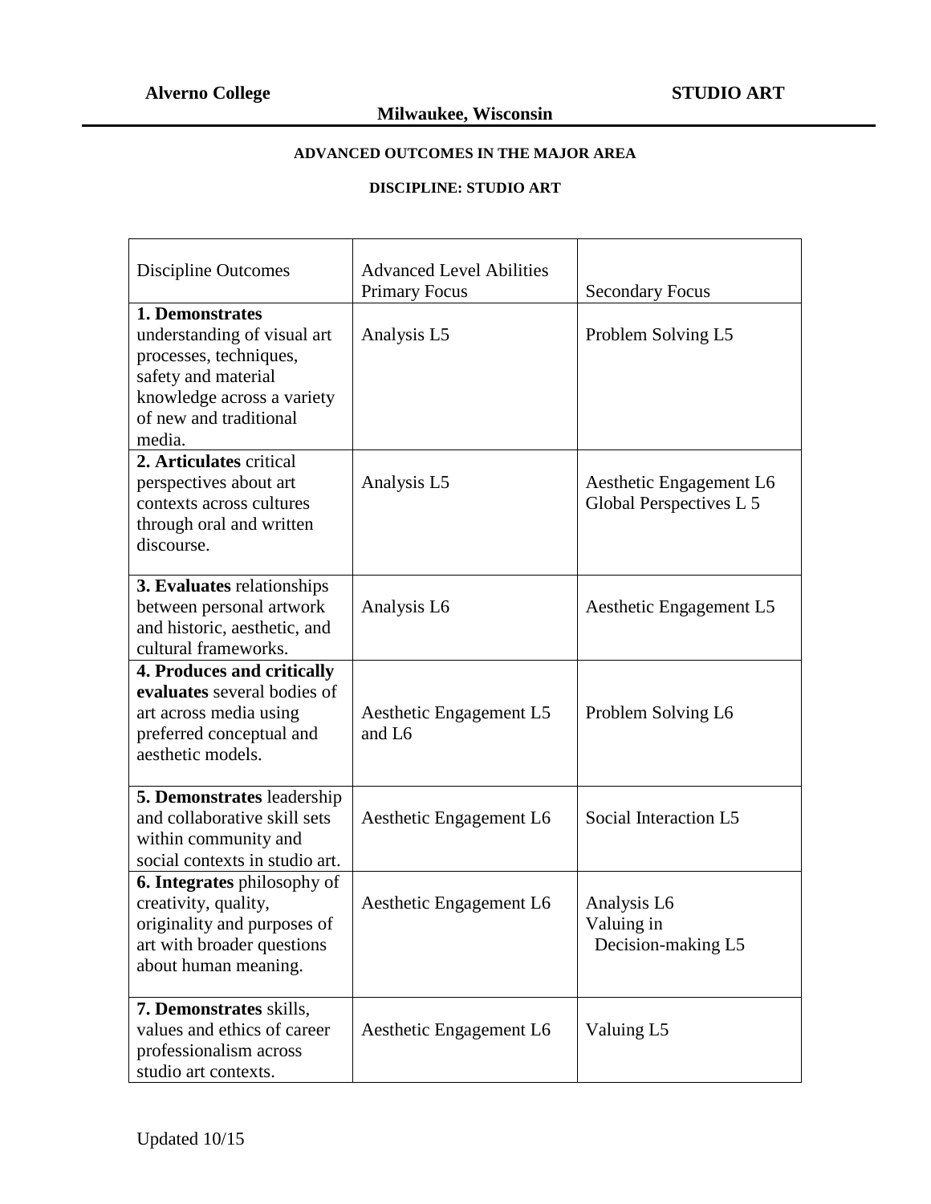**Alverno College** **STUDIO ART**

**Milwaukee, Wisconsin**

**ADVANCED OUTCOMES IN THE MAJOR AREA**

**DISCIPLINE: STUDIO ART**

| Discipline Outcomes | Advanced Level Abilities Primary Focus | Secondary Focus |
|---|---|---|
| **1. Demonstrates** understanding of visual art processes, techniques, safety and material knowledge across a variety of new and traditional media. | Analysis L5 | Problem Solving L5 |
| **2. Articulates** critical perspectives about art contexts across cultures through oral and written discourse. | Analysis L5 | Aesthetic Engagement L6<br>Global Perspectives L 5 |
| **3. Evaluates** relationships between personal artwork and historic, aesthetic, and cultural frameworks. | Analysis L6 | Aesthetic Engagement L5 |
| **4. Produces and critically evaluates** several bodies of art across media using preferred conceptual and aesthetic models. | Aesthetic Engagement L5 and L6 | Problem Solving L6 |
| **5. Demonstrates** leadership and collaborative skill sets within community and social contexts in studio art. | Aesthetic Engagement L6 | Social Interaction L5 |
| **6. Integrates** philosophy of creativity, quality, originality and purposes of art with broader questions about human meaning. | Aesthetic Engagement L6 | Analysis L6<br>Valuing in Decision-making L5 |
| **7. Demonstrates** skills, values and ethics of career professionalism across studio art contexts. | Aesthetic Engagement L6 | Valuing L5 |

Updated 10/15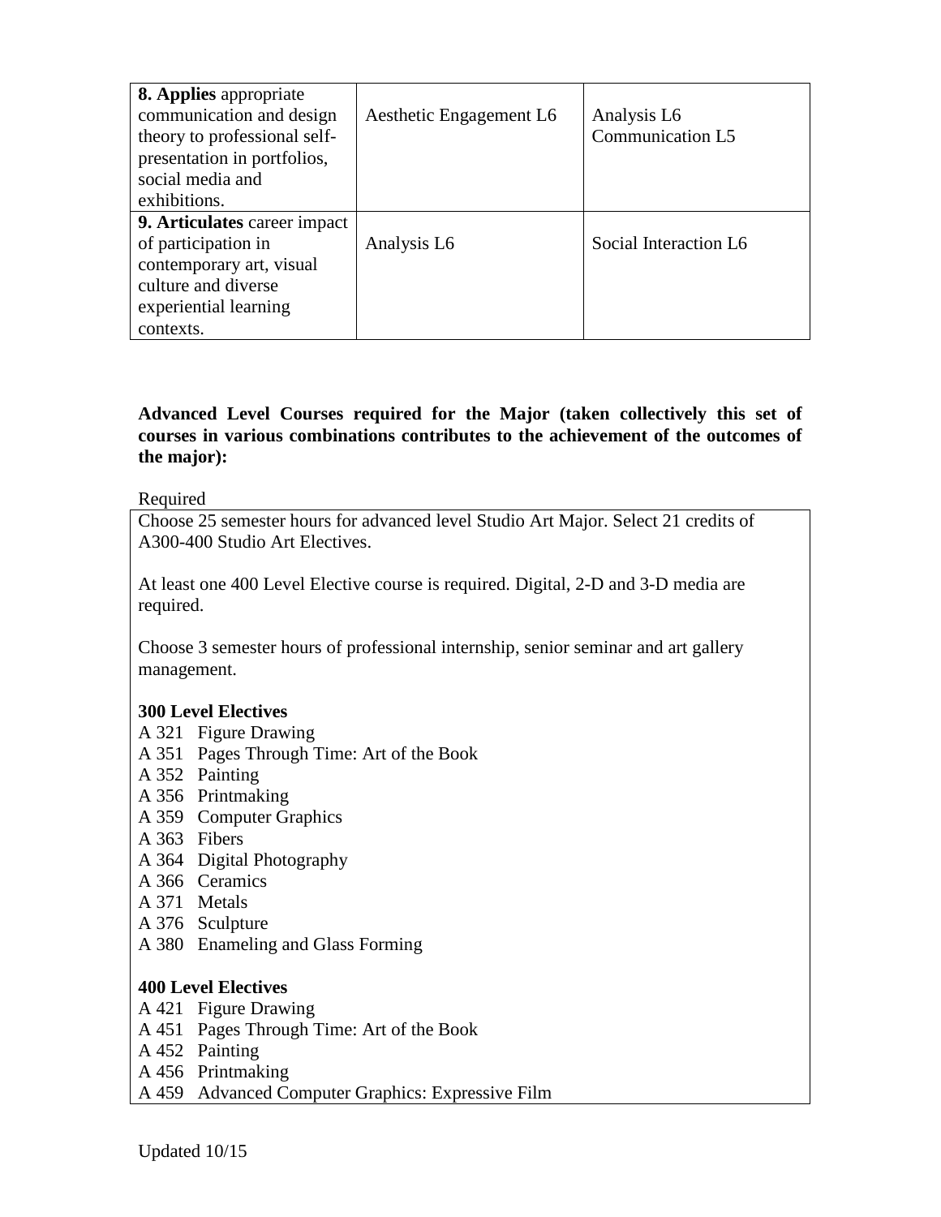| | | |
|---|---|---|
| **8. Applies** appropriate communication and design theory to professional self-presentation in portfolios, social media and exhibitions. | Aesthetic Engagement L6 | Analysis L6<br>Communication L5 |
| **9. Articulates** career impact of participation in contemporary art, visual culture and diverse experiential learning contexts. | Analysis L6 | Social Interaction L6 |

**Advanced Level Courses required for the Major (taken collectively this set of courses in various combinations contributes to the achievement of the outcomes of the major):**

Required

Choose 25 semester hours for advanced level Studio Art Major. Select 21 credits of A300-400 Studio Art Electives.

At least one 400 Level Elective course is required. Digital, 2-D and 3-D media are required.

Choose 3 semester hours of professional internship, senior seminar and art gallery management.

**300 Level Electives**

A 321 Figure Drawing
A 351 Pages Through Time: Art of the Book
A 352 Painting
A 356 Printmaking
A 359 Computer Graphics
A 363 Fibers
A 364 Digital Photography
A 366 Ceramics
A 371 Metals
A 376 Sculpture
A 380 Enameling and Glass Forming

**400 Level Electives**

A 421 Figure Drawing
A 451 Pages Through Time: Art of the Book
A 452 Painting
A 456 Printmaking
A 459 Advanced Computer Graphics: Expressive Film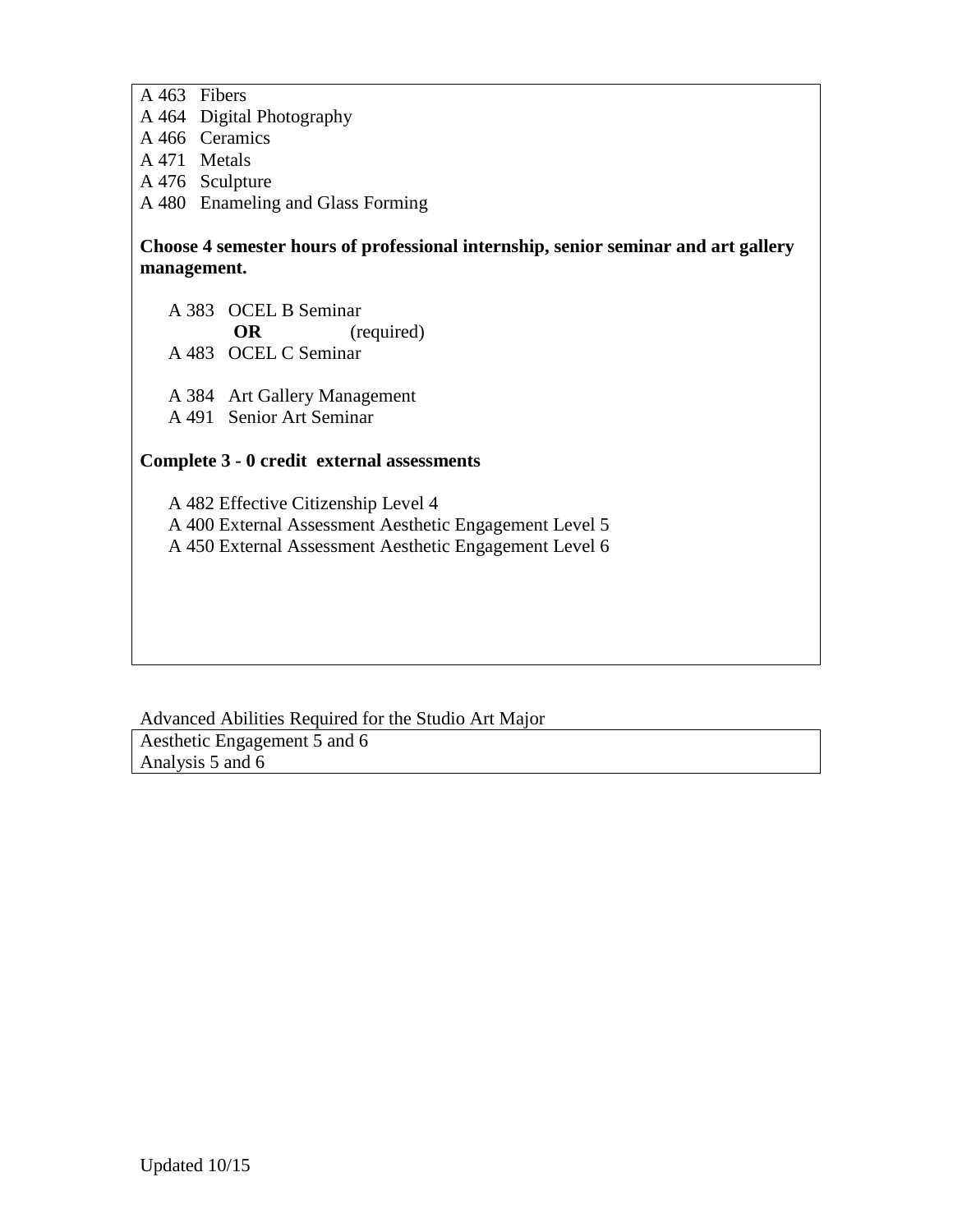A 463 Fibers
A 464 Digital Photography
A 466 Ceramics
A 471 Metals
A 476 Sculpture
A 480 Enameling and Glass Forming

**Choose 4 semester hours of professional internship, senior seminar and art gallery management.**

A 383 OCEL B Seminar
**OR** (required)
A 483 OCEL C Seminar

A 384 Art Gallery Management
A 491 Senior Art Seminar

**Complete 3 - 0 credit external assessments**

A 482 Effective Citizenship Level 4
A 400 External Assessment Aesthetic Engagement Level 5
A 450 External Assessment Aesthetic Engagement Level 6

Advanced Abilities Required for the Studio Art Major

| |
|---|
| Aesthetic Engagement 5 and 6 |
| Analysis 5 and 6 |

Updated 10/15